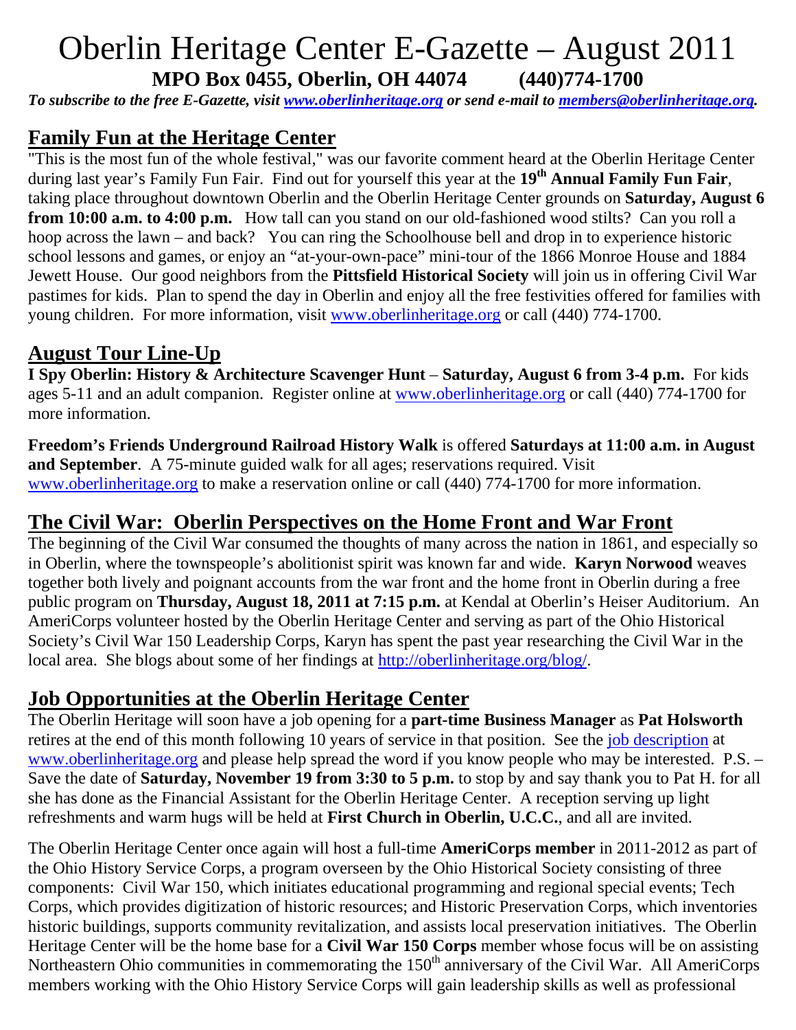# Oberlin Heritage Center E-Gazette – August 2011

**MPO Box 0455, Oberlin, OH 44074 (440)774-1700**

***To subscribe to the free E-Gazette, visit www.oberlinheritage.org or send e-mail to members@oberlinheritage.org.***

## Family Fun at the Heritage Center

"This is the most fun of the whole festival," was our favorite comment heard at the Oberlin Heritage Center during last year's Family Fun Fair. Find out for yourself this year at the **19th Annual Family Fun Fair**, taking place throughout downtown Oberlin and the Oberlin Heritage Center grounds on **Saturday, August 6 from 10:00 a.m. to 4:00 p.m.** How tall can you stand on our old-fashioned wood stilts? Can you roll a hoop across the lawn – and back? You can ring the Schoolhouse bell and drop in to experience historic school lessons and games, or enjoy an "at-your-own-pace" mini-tour of the 1866 Monroe House and 1884 Jewett House. Our good neighbors from the **Pittsfield Historical Society** will join us in offering Civil War pastimes for kids. Plan to spend the day in Oberlin and enjoy all the free festivities offered for families with young children. For more information, visit www.oberlinheritage.org or call (440) 774-1700.

## August Tour Line-Up

**I Spy Oberlin: History & Architecture Scavenger Hunt** – **Saturday, August 6 from 3-4 p.m.** For kids ages 5-11 and an adult companion. Register online at www.oberlinheritage.org or call (440) 774-1700 for more information.

**Freedom's Friends Underground Railroad History Walk** is offered **Saturdays at 11:00 a.m. in August and September**. A 75-minute guided walk for all ages; reservations required. Visit www.oberlinheritage.org to make a reservation online or call (440) 774-1700 for more information.

## The Civil War: Oberlin Perspectives on the Home Front and War Front

The beginning of the Civil War consumed the thoughts of many across the nation in 1861, and especially so in Oberlin, where the townspeople's abolitionist spirit was known far and wide. **Karyn Norwood** weaves together both lively and poignant accounts from the war front and the home front in Oberlin during a free public program on **Thursday, August 18, 2011 at 7:15 p.m.** at Kendal at Oberlin's Heiser Auditorium. An AmeriCorps volunteer hosted by the Oberlin Heritage Center and serving as part of the Ohio Historical Society's Civil War 150 Leadership Corps, Karyn has spent the past year researching the Civil War in the local area. She blogs about some of her findings at http://oberlinheritage.org/blog/.

## Job Opportunities at the Oberlin Heritage Center

The Oberlin Heritage will soon have a job opening for a **part-time Business Manager** as **Pat Holsworth** retires at the end of this month following 10 years of service in that position. See the job description at www.oberlinheritage.org and please help spread the word if you know people who may be interested. P.S. – Save the date of **Saturday, November 19 from 3:30 to 5 p.m.** to stop by and say thank you to Pat H. for all she has done as the Financial Assistant for the Oberlin Heritage Center. A reception serving up light refreshments and warm hugs will be held at **First Church in Oberlin, U.C.C.**, and all are invited.

The Oberlin Heritage Center once again will host a full-time **AmeriCorps member** in 2011-2012 as part of the Ohio History Service Corps, a program overseen by the Ohio Historical Society consisting of three components: Civil War 150, which initiates educational programming and regional special events; Tech Corps, which provides digitization of historic resources; and Historic Preservation Corps, which inventories historic buildings, supports community revitalization, and assists local preservation initiatives. The Oberlin Heritage Center will be the home base for a **Civil War 150 Corps** member whose focus will be on assisting Northeastern Ohio communities in commemorating the 150th anniversary of the Civil War. All AmeriCorps members working with the Ohio History Service Corps will gain leadership skills as well as professional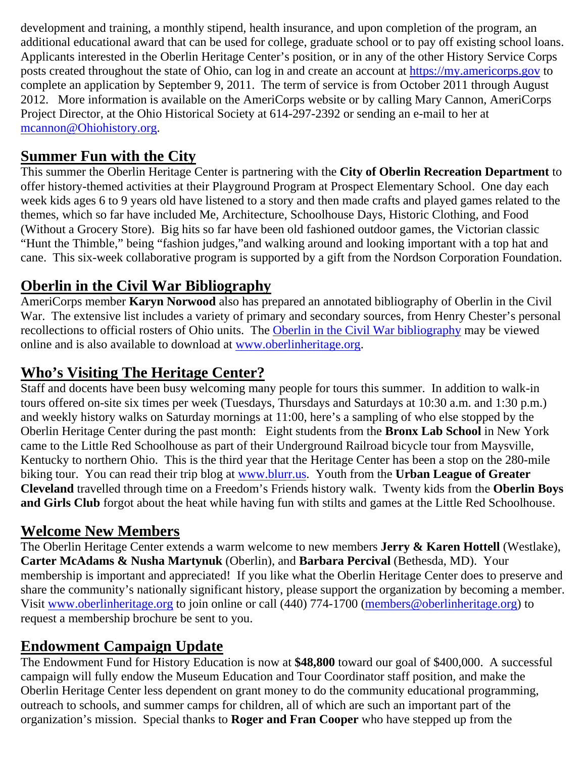development and training, a monthly stipend, health insurance, and upon completion of the program, an additional educational award that can be used for college, graduate school or to pay off existing school loans. Applicants interested in the Oberlin Heritage Center's position, or in any of the other History Service Corps posts created throughout the state of Ohio, can log in and create an account at [https://my.americorps.gov](https://my.americorps.gov) to complete an application by September 9, 2011. The term of service is from October 2011 through August 2012. More information is available on the AmeriCorps website or by calling Mary Cannon, AmeriCorps Project Director, at the Ohio Historical Society at 614-297-2392 or sending an e-mail to her at [mcannon@Ohiohistory.org](mailto:mcannon@Ohiohistory.org).

## Summer Fun with the City

This summer the Oberlin Heritage Center is partnering with the **City of Oberlin Recreation Department** to offer history-themed activities at their Playground Program at Prospect Elementary School. One day each week kids ages 6 to 9 years old have listened to a story and then made crafts and played games related to the themes, which so far have included Me, Architecture, Schoolhouse Days, Historic Clothing, and Food (Without a Grocery Store). Big hits so far have been old fashioned outdoor games, the Victorian classic "Hunt the Thimble," being "fashion judges,"and walking around and looking important with a top hat and cane. This six-week collaborative program is supported by a gift from the Nordson Corporation Foundation.

## Oberlin in the Civil War Bibliography

AmeriCorps member **Karyn Norwood** also has prepared an annotated bibliography of Oberlin in the Civil War. The extensive list includes a variety of primary and secondary sources, from Henry Chester's personal recollections to official rosters of Ohio units. The Oberlin in the Civil War bibliography may be viewed online and is also available to download at [www.oberlinheritage.org](http://www.oberlinheritage.org).

## Who's Visiting The Heritage Center?

Staff and docents have been busy welcoming many people for tours this summer. In addition to walk-in tours offered on-site six times per week (Tuesdays, Thursdays and Saturdays at 10:30 a.m. and 1:30 p.m.) and weekly history walks on Saturday mornings at 11:00, here's a sampling of who else stopped by the Oberlin Heritage Center during the past month: Eight students from the **Bronx Lab School** in New York came to the Little Red Schoolhouse as part of their Underground Railroad bicycle tour from Maysville, Kentucky to northern Ohio. This is the third year that the Heritage Center has been a stop on the 280-mile biking tour. You can read their trip blog at [www.blurr.us](http://www.blurr.us). Youth from the **Urban League of Greater Cleveland** travelled through time on a Freedom's Friends history walk. Twenty kids from the **Oberlin Boys and Girls Club** forgot about the heat while having fun with stilts and games at the Little Red Schoolhouse.

## Welcome New Members

The Oberlin Heritage Center extends a warm welcome to new members **Jerry & Karen Hottell** (Westlake), **Carter McAdams & Nusha Martynuk** (Oberlin), and **Barbara Percival** (Bethesda, MD). Your membership is important and appreciated! If you like what the Oberlin Heritage Center does to preserve and share the community's nationally significant history, please support the organization by becoming a member. Visit [www.oberlinheritage.org](http://www.oberlinheritage.org) to join online or call (440) 774-1700 ([members@oberlinheritage.org](mailto:members@oberlinheritage.org)) to request a membership brochure be sent to you.

## Endowment Campaign Update

The Endowment Fund for History Education is now at **$48,800** toward our goal of $400,000. A successful campaign will fully endow the Museum Education and Tour Coordinator staff position, and make the Oberlin Heritage Center less dependent on grant money to do the community educational programming, outreach to schools, and summer camps for children, all of which are such an important part of the organization's mission. Special thanks to **Roger and Fran Cooper** who have stepped up from the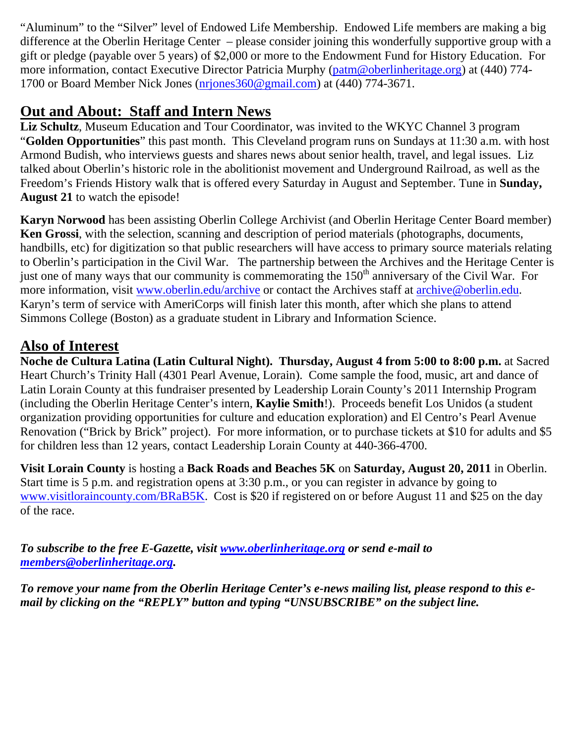"Aluminum" to the "Silver" level of Endowed Life Membership. Endowed Life members are making a big difference at the Oberlin Heritage Center – please consider joining this wonderfully supportive group with a gift or pledge (payable over 5 years) of $2,000 or more to the Endowment Fund for History Education. For more information, contact Executive Director Patricia Murphy (patm@oberlinheritage.org) at (440) 774-1700 or Board Member Nick Jones (nrjones360@gmail.com) at (440) 774-3671.

## Out and About: Staff and Intern News

**Liz Schultz**, Museum Education and Tour Coordinator, was invited to the WKYC Channel 3 program "**Golden Opportunities**" this past month. This Cleveland program runs on Sundays at 11:30 a.m. with host Armond Budish, who interviews guests and shares news about senior health, travel, and legal issues. Liz talked about Oberlin's historic role in the abolitionist movement and Underground Railroad, as well as the Freedom's Friends History walk that is offered every Saturday in August and September. Tune in **Sunday, August 21** to watch the episode!

**Karyn Norwood** has been assisting Oberlin College Archivist (and Oberlin Heritage Center Board member) **Ken Grossi**, with the selection, scanning and description of period materials (photographs, documents, handbills, etc) for digitization so that public researchers will have access to primary source materials relating to Oberlin's participation in the Civil War. The partnership between the Archives and the Heritage Center is just one of many ways that our community is commemorating the 150th anniversary of the Civil War. For more information, visit www.oberlin.edu/archive or contact the Archives staff at archive@oberlin.edu. Karyn's term of service with AmeriCorps will finish later this month, after which she plans to attend Simmons College (Boston) as a graduate student in Library and Information Science.

## Also of Interest

**Noche de Cultura Latina (Latin Cultural Night). Thursday, August 4 from 5:00 to 8:00 p.m.** at Sacred Heart Church's Trinity Hall (4301 Pearl Avenue, Lorain). Come sample the food, music, art and dance of Latin Lorain County at this fundraiser presented by Leadership Lorain County's 2011 Internship Program (including the Oberlin Heritage Center's intern, **Kaylie Smith**!). Proceeds benefit Los Unidos (a student organization providing opportunities for culture and education exploration) and El Centro's Pearl Avenue Renovation ("Brick by Brick" project). For more information, or to purchase tickets at $10 for adults and $5 for children less than 12 years, contact Leadership Lorain County at 440-366-4700.

**Visit Lorain County** is hosting a **Back Roads and Beaches 5K** on **Saturday, August 20, 2011** in Oberlin. Start time is 5 p.m. and registration opens at 3:30 p.m., or you can register in advance by going to www.visitloraincounty.com/BRaB5K. Cost is $20 if registered on or before August 11 and $25 on the day of the race.

***To subscribe to the free E-Gazette, visit www.oberlinheritage.org or send e-mail to members@oberlinheritage.org.***

***To remove your name from the Oberlin Heritage Center's e-news mailing list, please respond to this e-mail by clicking on the "REPLY" button and typing "UNSUBSCRIBE" on the subject line.***